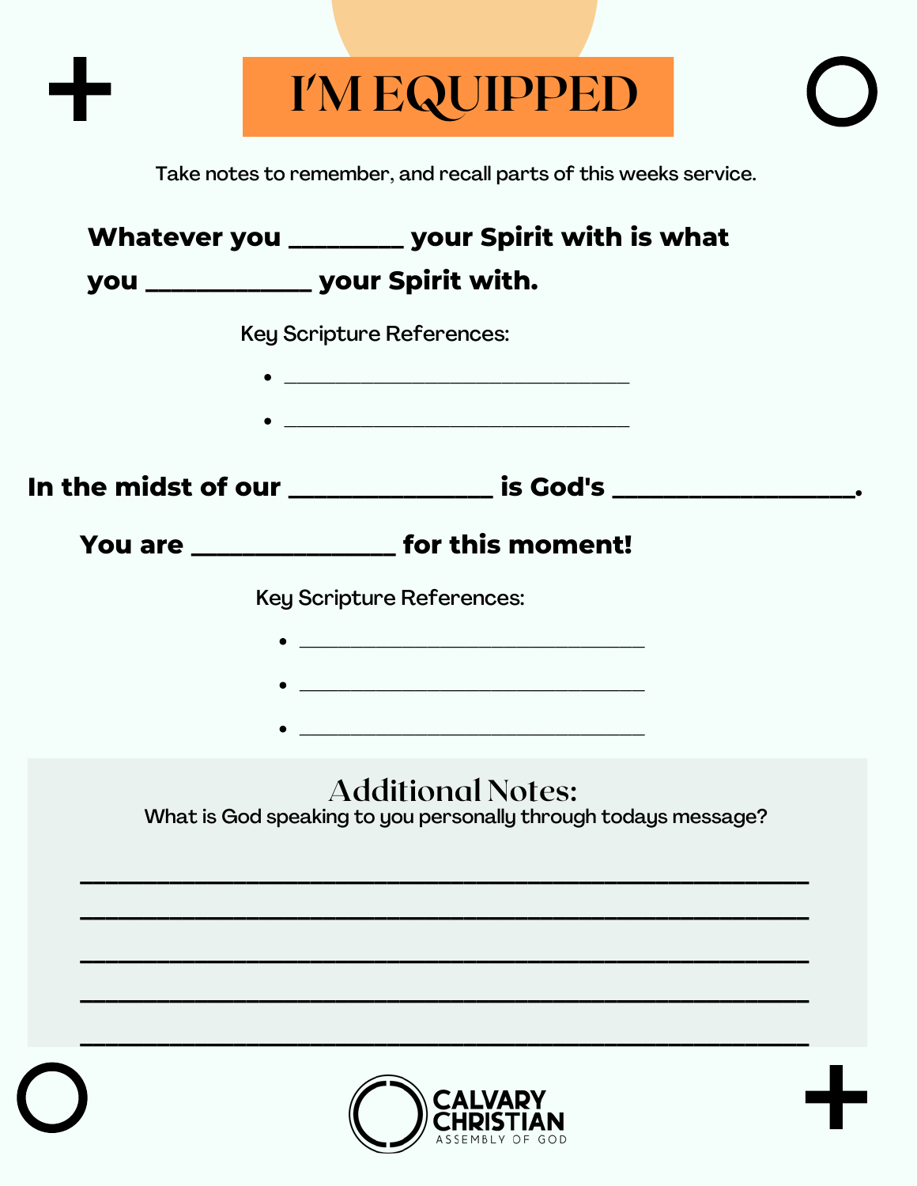# I'M EQUIPPED

Take notes to remember, and recall parts of this weeks service.

**Whatever you ________ your Spirit with is what you ____________ your Spirit with.**

Key Scripture References:

- ______________________________
- ______________________________

**In the midst of our _______________ is God's __________________.**

**You are _______________ for this moment!**

Key Scripture References:

- ______________________________
- ______________________________
- ______________________________

## Additional Notes:

What is God speaking to you personally through todays message?

______________________________________________________

______________________________________________________

______________________________________________________

______________________________________________________

______________________________________________________

CALVARY CHRISTIAN
ASSEMBLY OF GOD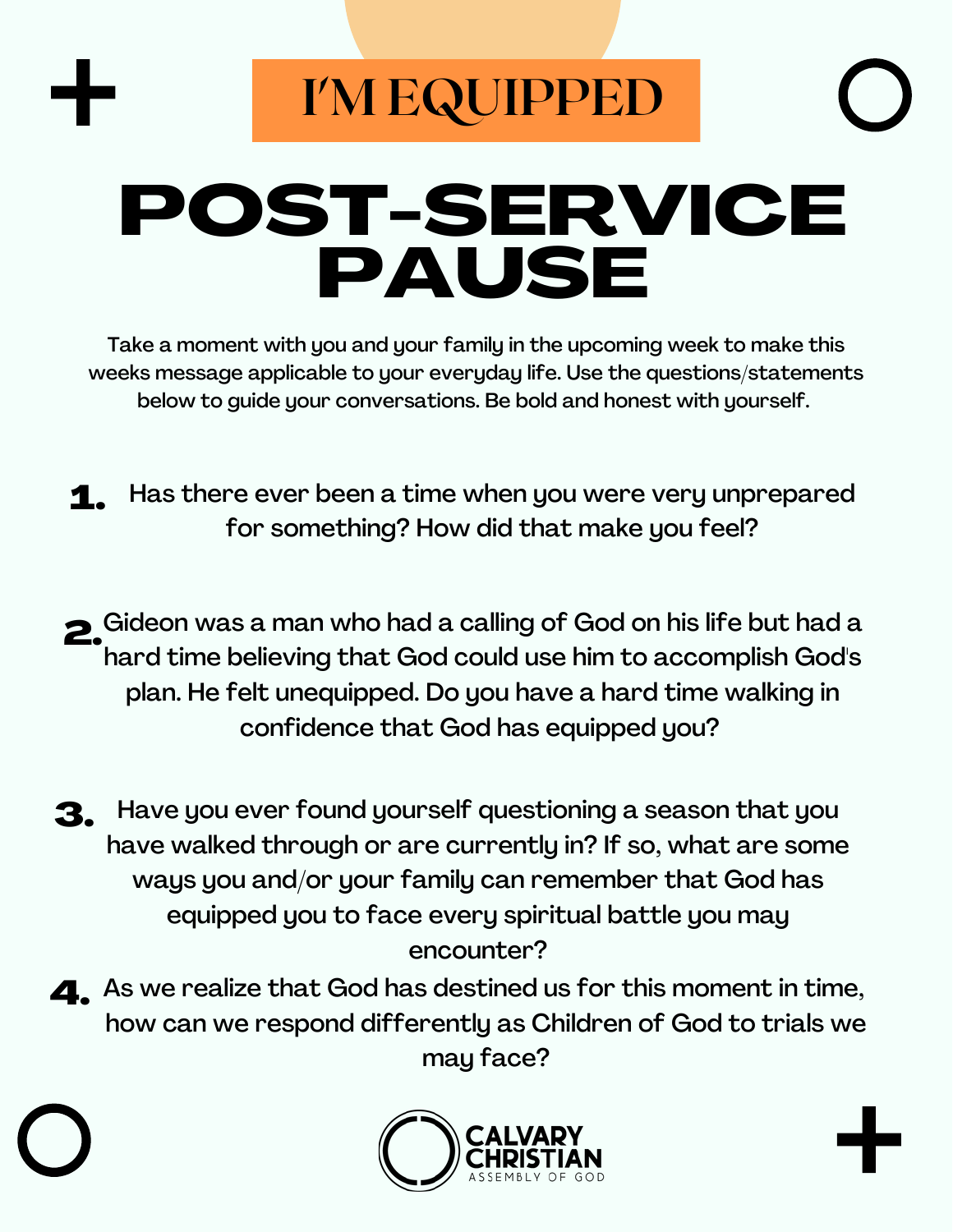I'M EQUIPPED

# POST-SERVICE PAUSE

Take a moment with you and your family in the upcoming week to make this weeks message applicable to your everyday life. Use the questions/statements below to guide your conversations. Be bold and honest with yourself.

1. Has there ever been a time when you were very unprepared for something? How did that make you feel?

2. Gideon was a man who had a calling of God on his life but had a hard time believing that God could use him to accomplish God's plan. He felt unequipped. Do you have a hard time walking in confidence that God has equipped you?

3. Have you ever found yourself questioning a season that you have walked through or are currently in? If so, what are some ways you and/or your family can remember that God has equipped you to face every spiritual battle you may encounter?

4. As we realize that God has destined us for this moment in time, how can we respond differently as Children of God to trials we may face?

CALVARY CHRISTIAN
ASSEMBLY OF GOD